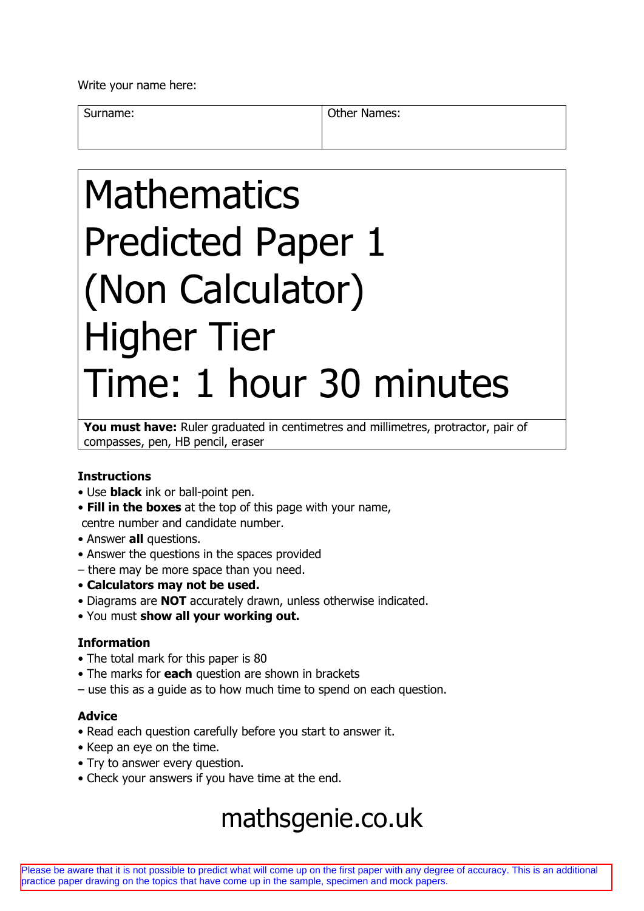Write your name here:

| Surname: | Other Names: |
| --- | --- |
| | |

# Mathematics
# Predicted Paper 1
# (Non Calculator)
# Higher Tier
# Time: 1 hour 30 minutes

**You must have:** Ruler graduated in centimetres and millimetres, protractor, pair of compasses, pen, HB pencil, eraser

## Instructions

- Use **black** ink or ball-point pen.
- **Fill in the boxes** at the top of this page with your name, centre number and candidate number.
- Answer **all** questions.
- Answer the questions in the spaces provided – there may be more space than you need.
- **Calculators may not be used.**
- Diagrams are **NOT** accurately drawn, unless otherwise indicated.
- You must **show all your working out.**

## Information

- The total mark for this paper is 80
- The marks for **each** question are shown in brackets – use this as a guide as to how much time to spend on each question.

## Advice

- Read each question carefully before you start to answer it.
- Keep an eye on the time.
- Try to answer every question.
- Check your answers if you have time at the end.

mathsgenie.co.uk

Please be aware that it is not possible to predict what will come up on the first paper with any degree of accuracy. This is an additional practice paper drawing on the topics that have come up in the sample, specimen and mock papers.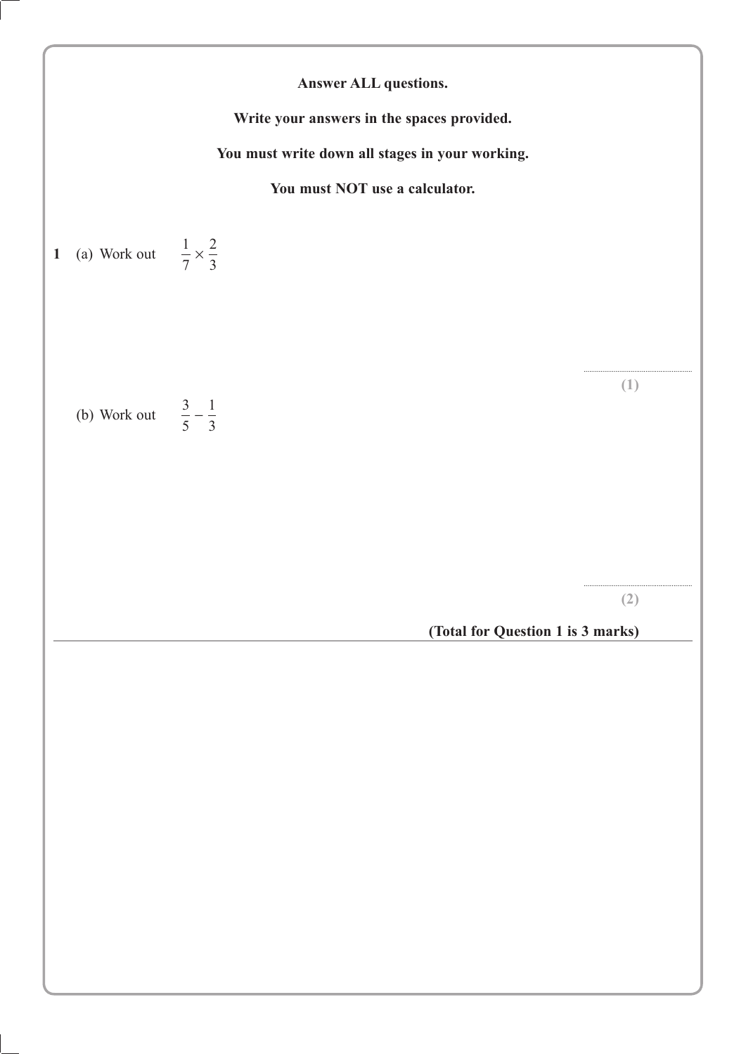**Answer ALL questions.**

**Write your answers in the spaces provided.**

**You must write down all stages in your working.**

**You must NOT use a calculator.**

**1** (a) Work out $\frac{1}{7} \times \frac{2}{3}$

..............................
**(1)**

(b) Work out $\frac{3}{5} - \frac{1}{3}$

..............................
**(2)**

**(Total for Question 1 is 3 marks)**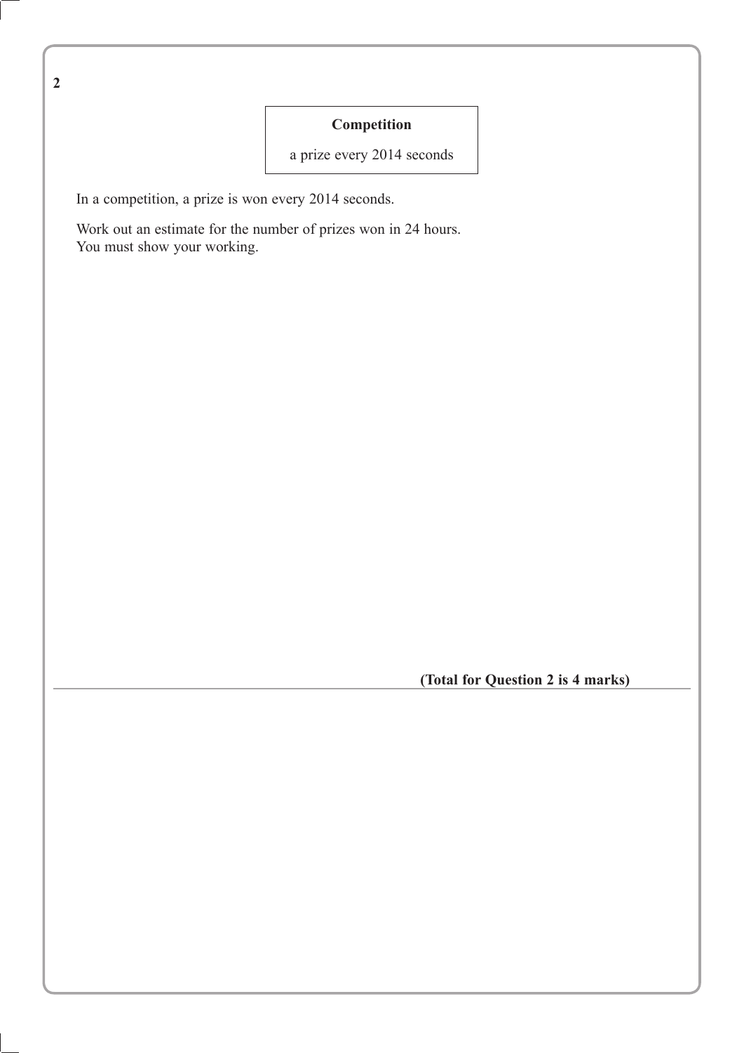**2**

| **Competition** |
| --- |
| a prize every 2014 seconds |

In a competition, a prize is won every 2014 seconds.

Work out an estimate for the number of prizes won in 24 hours.
You must show your working.

**(Total for Question 2 is 4 marks)**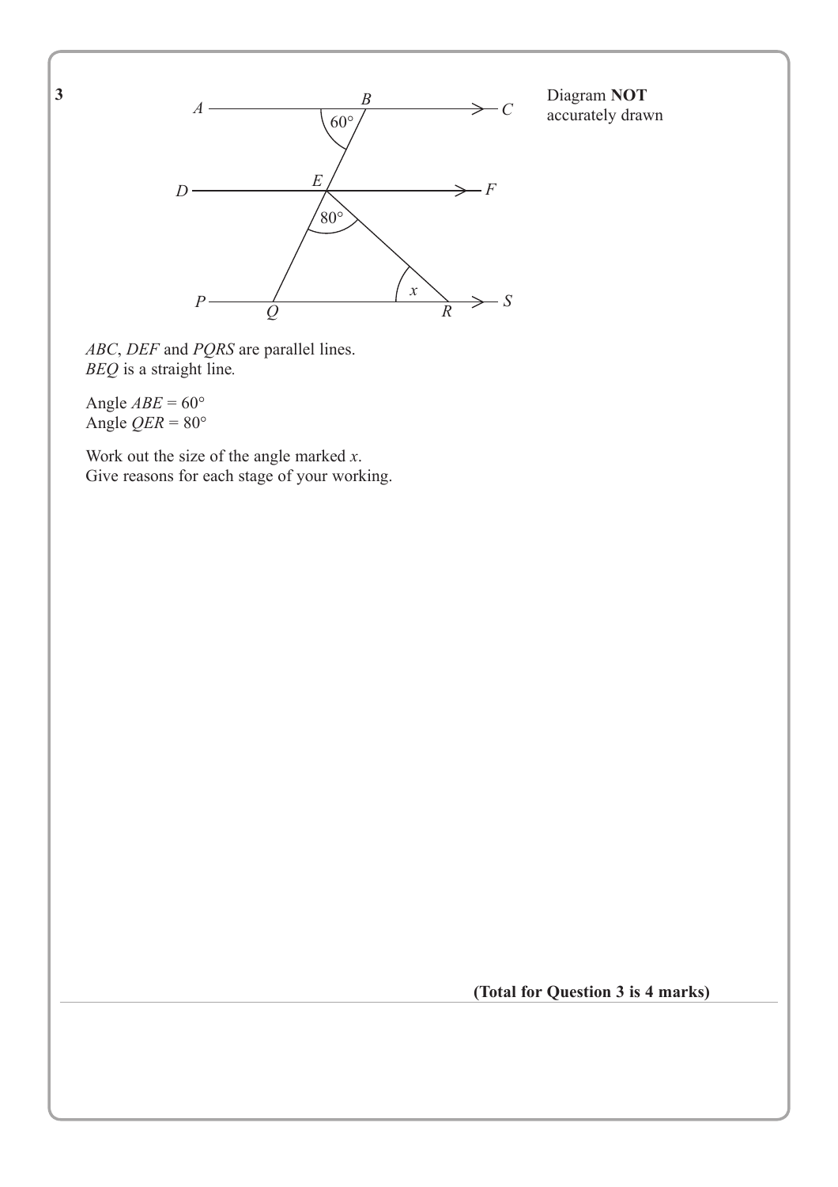**3**

Diagram **NOT** accurately drawn

*ABC*, *DEF* and *PQRS* are parallel lines.
*BEQ* is a straight line.

Angle $ABE = 60°$
Angle $QER = 80°$

Work out the size of the angle marked $x$.
Give reasons for each stage of your working.

**(Total for Question 3 is 4 marks)**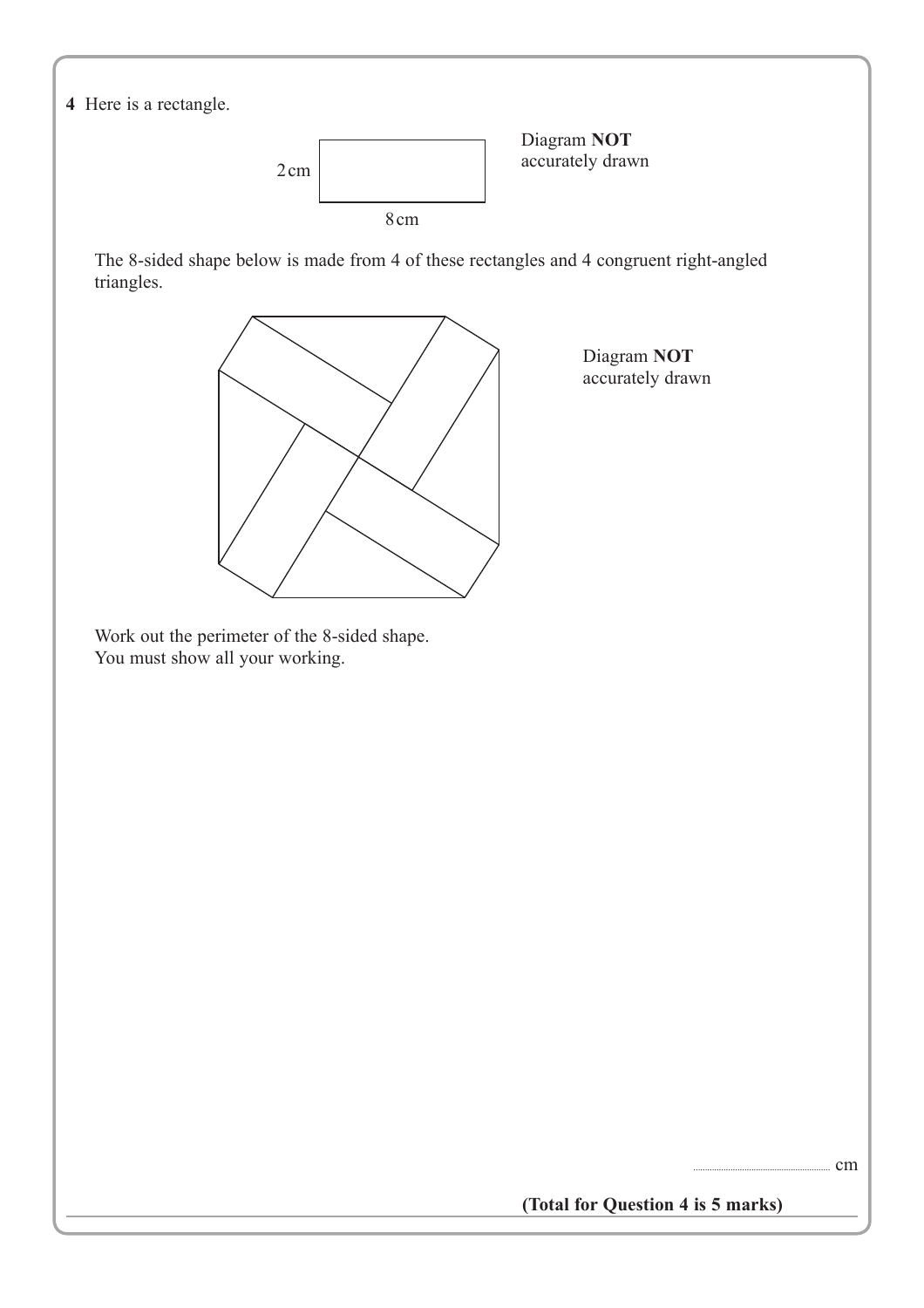**4** Here is a rectangle.

2 cm

8 cm

Diagram **NOT** accurately drawn

The 8-sided shape below is made from 4 of these rectangles and 4 congruent right-angled triangles.

Diagram **NOT** accurately drawn

Work out the perimeter of the 8-sided shape.
You must show all your working.

.......................................................cm

**(Total for Question 4 is 5 marks)**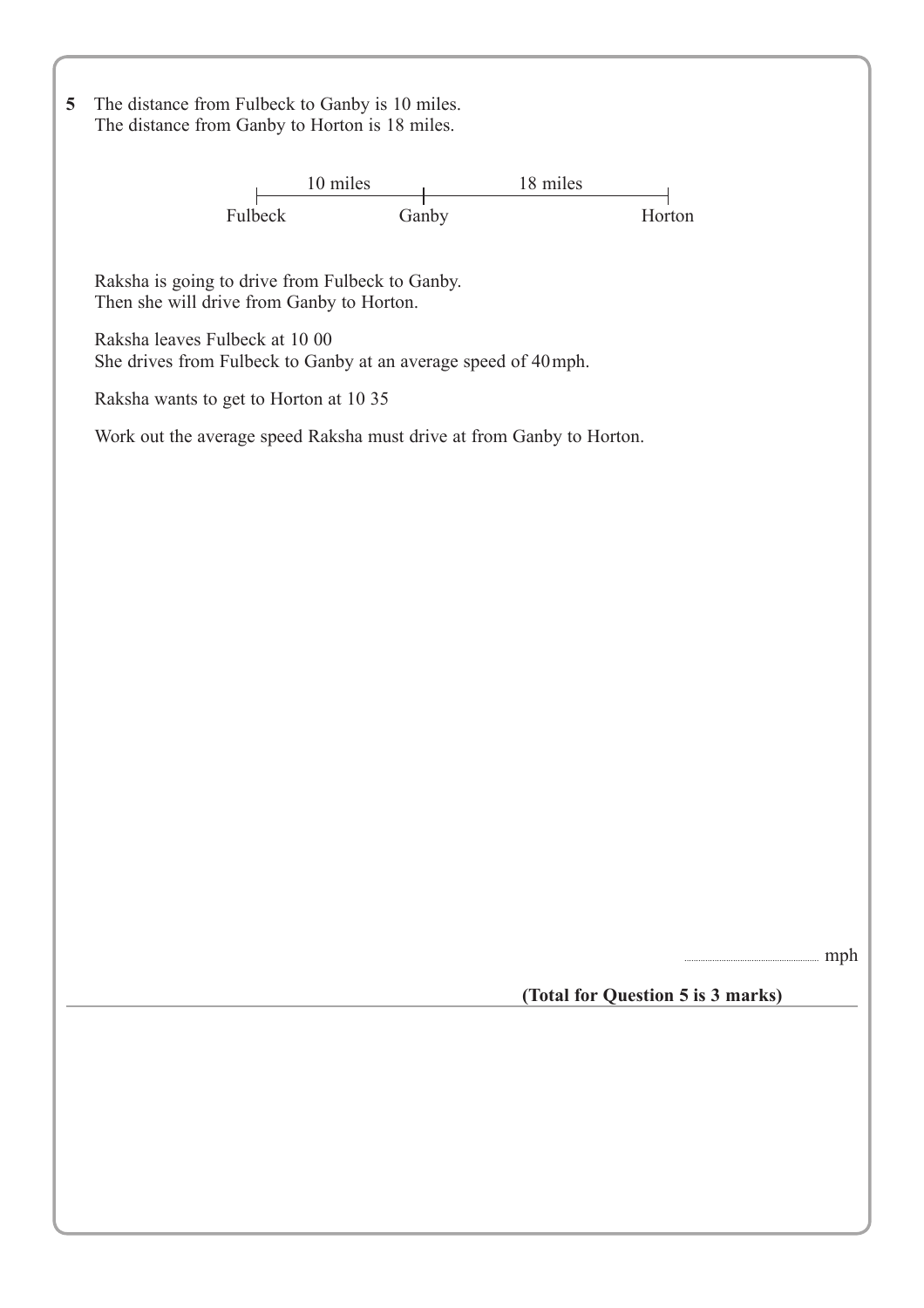**5** The distance from Fulbeck to Ganby is 10 miles.
The distance from Ganby to Horton is 18 miles.

| Fulbeck | 10 miles | Ganby | 18 miles | Horton |
|---|---|---|---|---|

Raksha is going to drive from Fulbeck to Ganby.
Then she will drive from Ganby to Horton.

Raksha leaves Fulbeck at 10 00
She drives from Fulbeck to Ganby at an average speed of 40 mph.

Raksha wants to get to Horton at 10 35

Work out the average speed Raksha must drive at from Ganby to Horton.

.......................................... mph

**(Total for Question 5 is 3 marks)**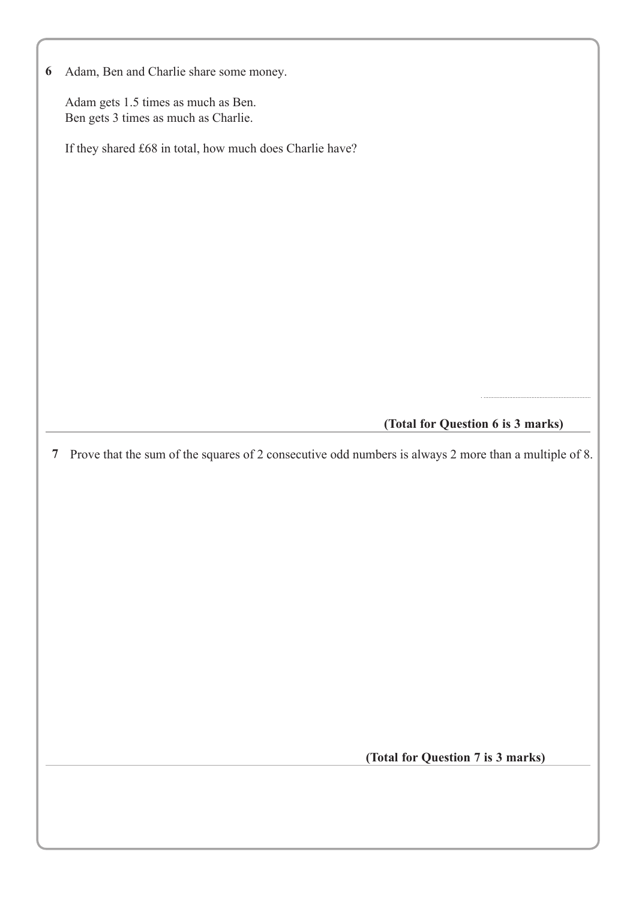**6** Adam, Ben and Charlie share some money.

Adam gets 1.5 times as much as Ben.
Ben gets 3 times as much as Charlie.

If they shared £68 in total, how much does Charlie have?

..........................................

**(Total for Question 6 is 3 marks)**

---

**7** Prove that the sum of the squares of 2 consecutive odd numbers is always 2 more than a multiple of 8.

**(Total for Question 7 is 3 marks)**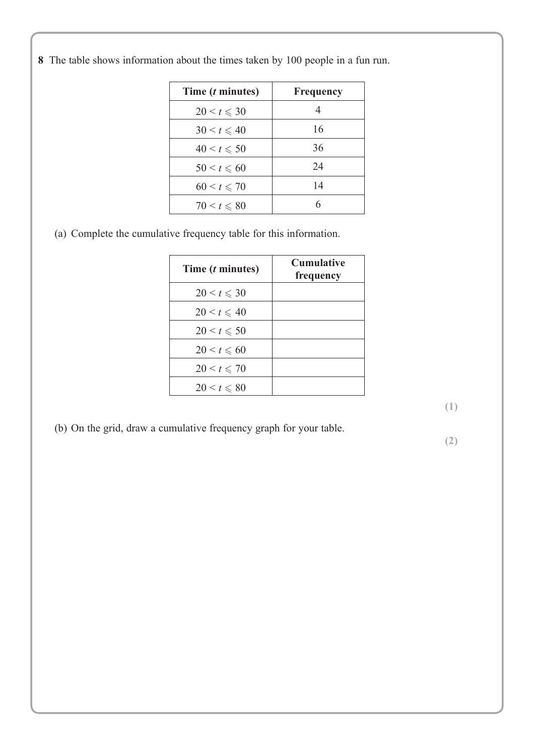**8** The table shows information about the times taken by 100 people in a fun run.

| Time ($t$ minutes) | Frequency |
|---|---|
| $20 < t \leqslant 30$ | 4 |
| $30 < t \leqslant 40$ | 16 |
| $40 < t \leqslant 50$ | 36 |
| $50 < t \leqslant 60$ | 24 |
| $60 < t \leqslant 70$ | 14 |
| $70 < t \leqslant 80$ | 6 |

(a) Complete the cumulative frequency table for this information.

| Time ($t$ minutes) | Cumulative frequency |
|---|---|
| $20 < t \leqslant 30$ | |
| $20 < t \leqslant 40$ | |
| $20 < t \leqslant 50$ | |
| $20 < t \leqslant 60$ | |
| $20 < t \leqslant 70$ | |
| $20 < t \leqslant 80$ | |

**(1)**

(b) On the grid, draw a cumulative frequency graph for your table.

**(2)**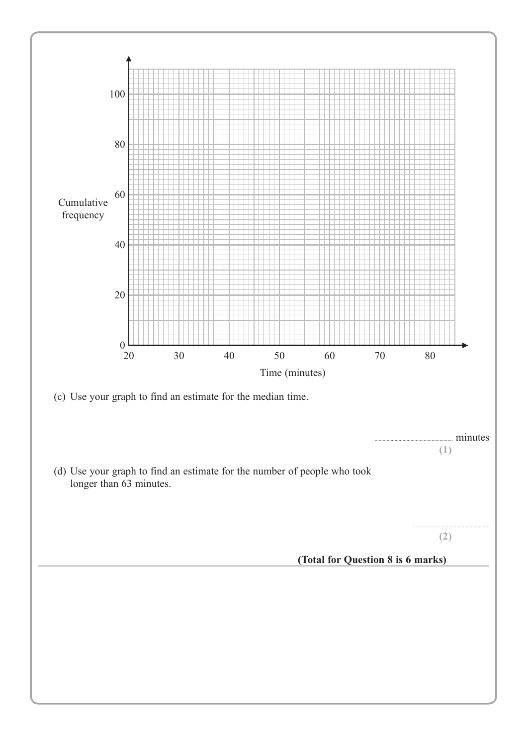(c) Use your graph to find an estimate for the median time.

.............................. minutes

**(1)**

(d) Use your graph to find an estimate for the number of people who took longer than 63 minutes.

..............................

**(2)**

**(Total for Question 8 is 6 marks)**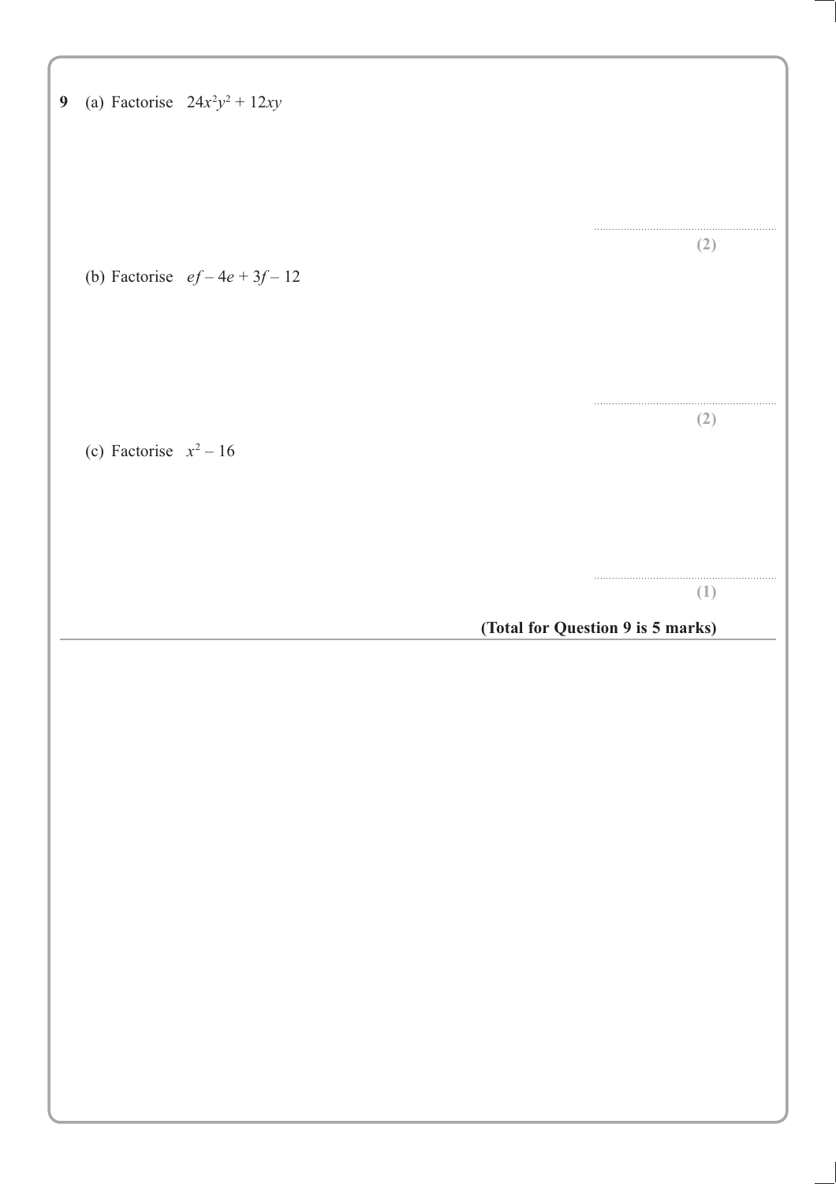**9** (a) Factorise $24x^2y^2 + 12xy$

..............................................................

**(2)**

(b) Factorise $ef - 4e + 3f - 12$

..............................................................

**(2)**

(c) Factorise $x^2 - 16$

..............................................................

**(1)**

**(Total for Question 9 is 5 marks)**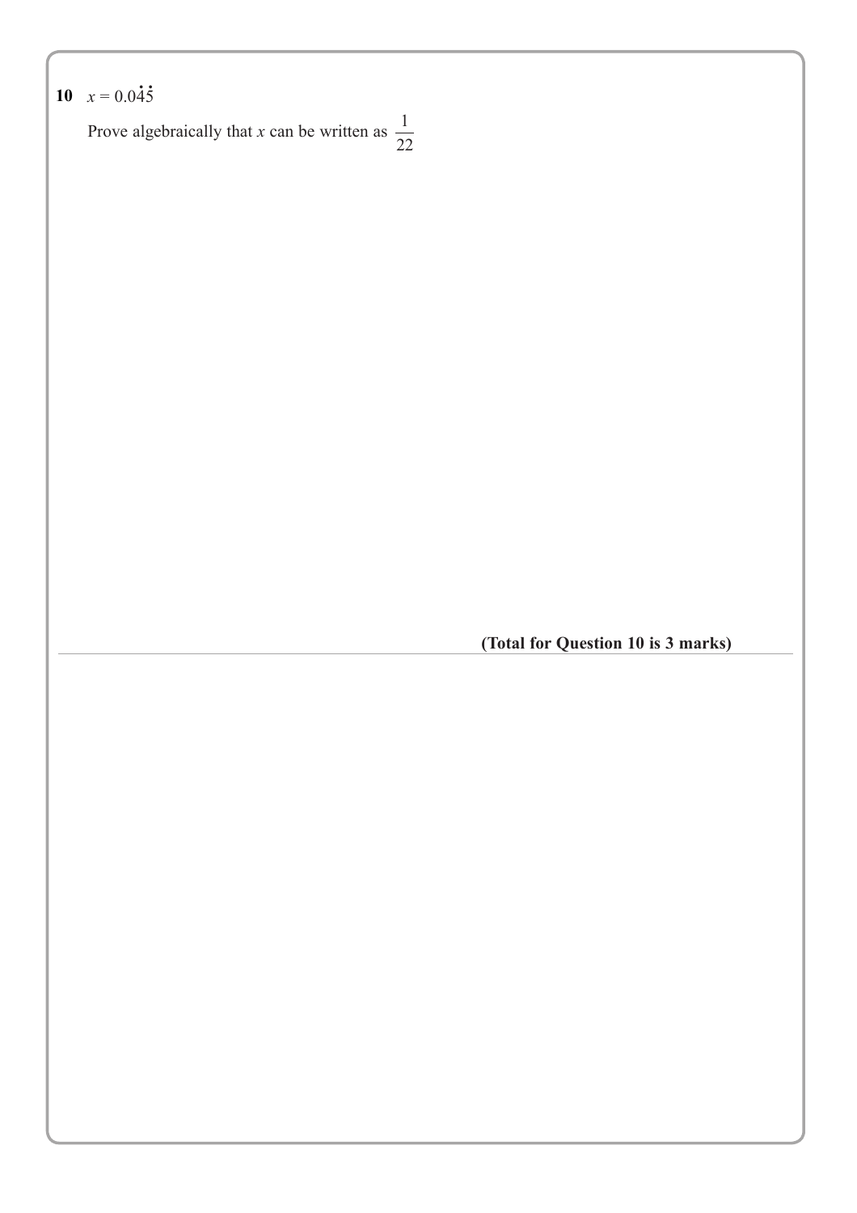**10** $x = 0.0\dot{4}\dot{5}$

Prove algebraically that $x$ can be written as $\frac{1}{22}$

**(Total for Question 10 is 3 marks)**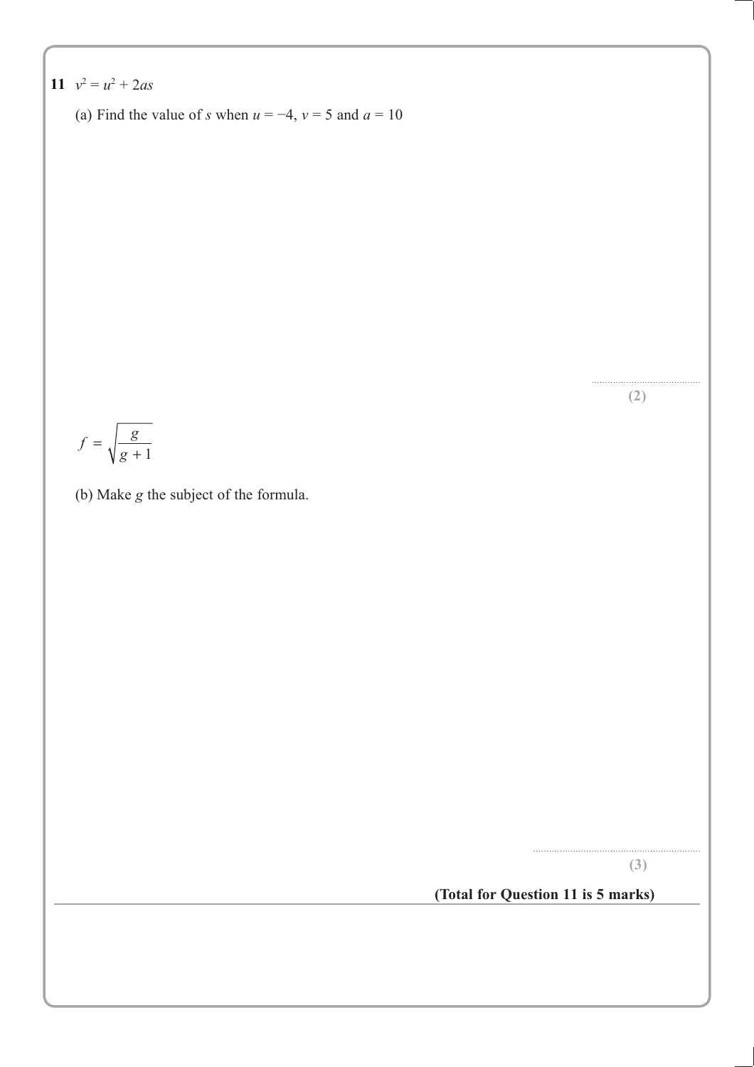**11** $v^2 = u^2 + 2as$

(a) Find the value of $s$ when $u = -4$, $v = 5$ and $a = 10$

..............................

**(2)**

$$f = \sqrt{\frac{g}{g+1}}$$

(b) Make $g$ the subject of the formula.

..............................

**(3)**

**(Total for Question 11 is 5 marks)**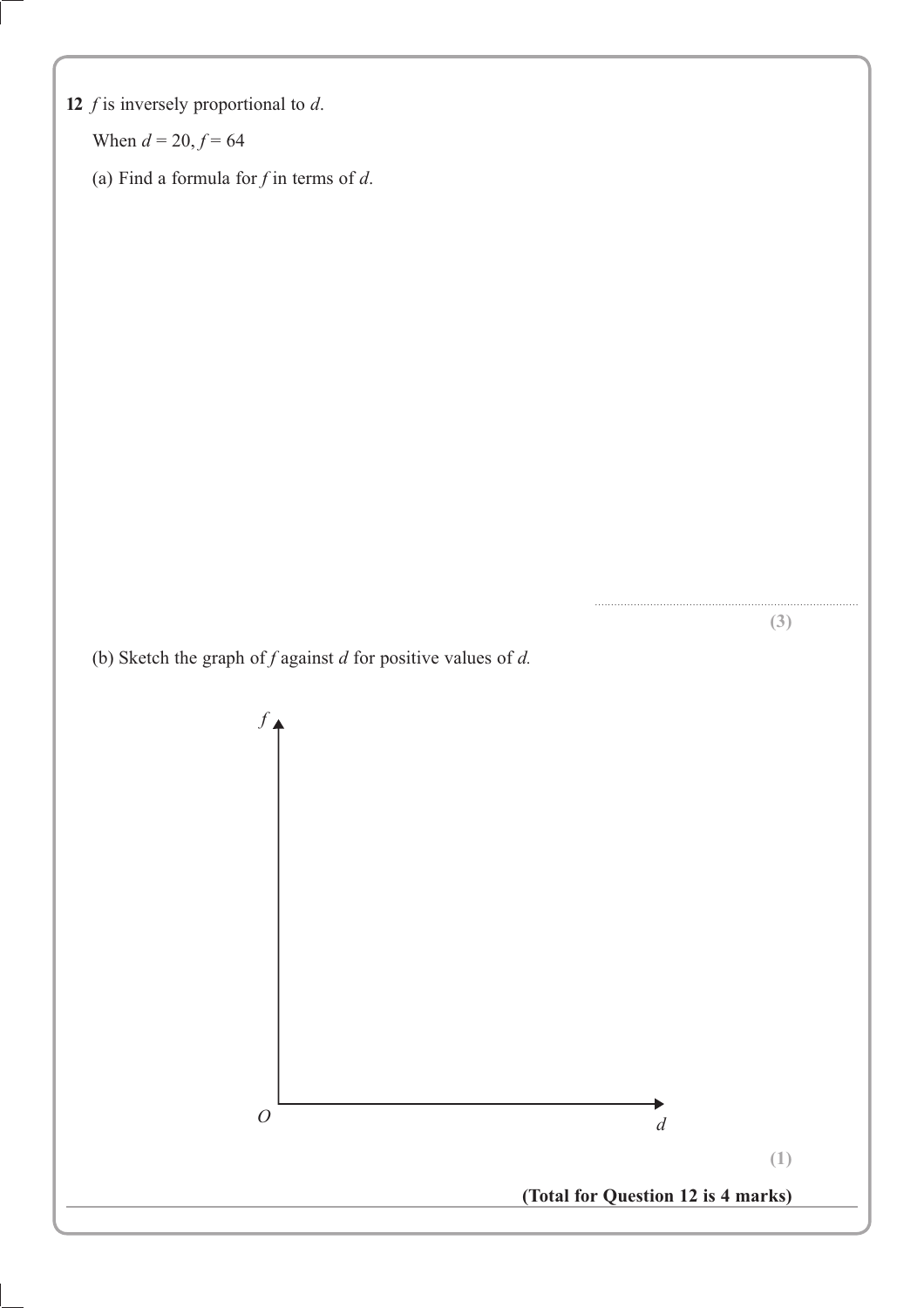**12** $f$ is inversely proportional to $d$.

When $d = 20$, $f = 64$

(a) Find a formula for $f$ in terms of $d$.

..............................................................................

**(3)**

(b) Sketch the graph of $f$ against $d$ for positive values of $d$.

**(1)**

**(Total for Question 12 is 4 marks)**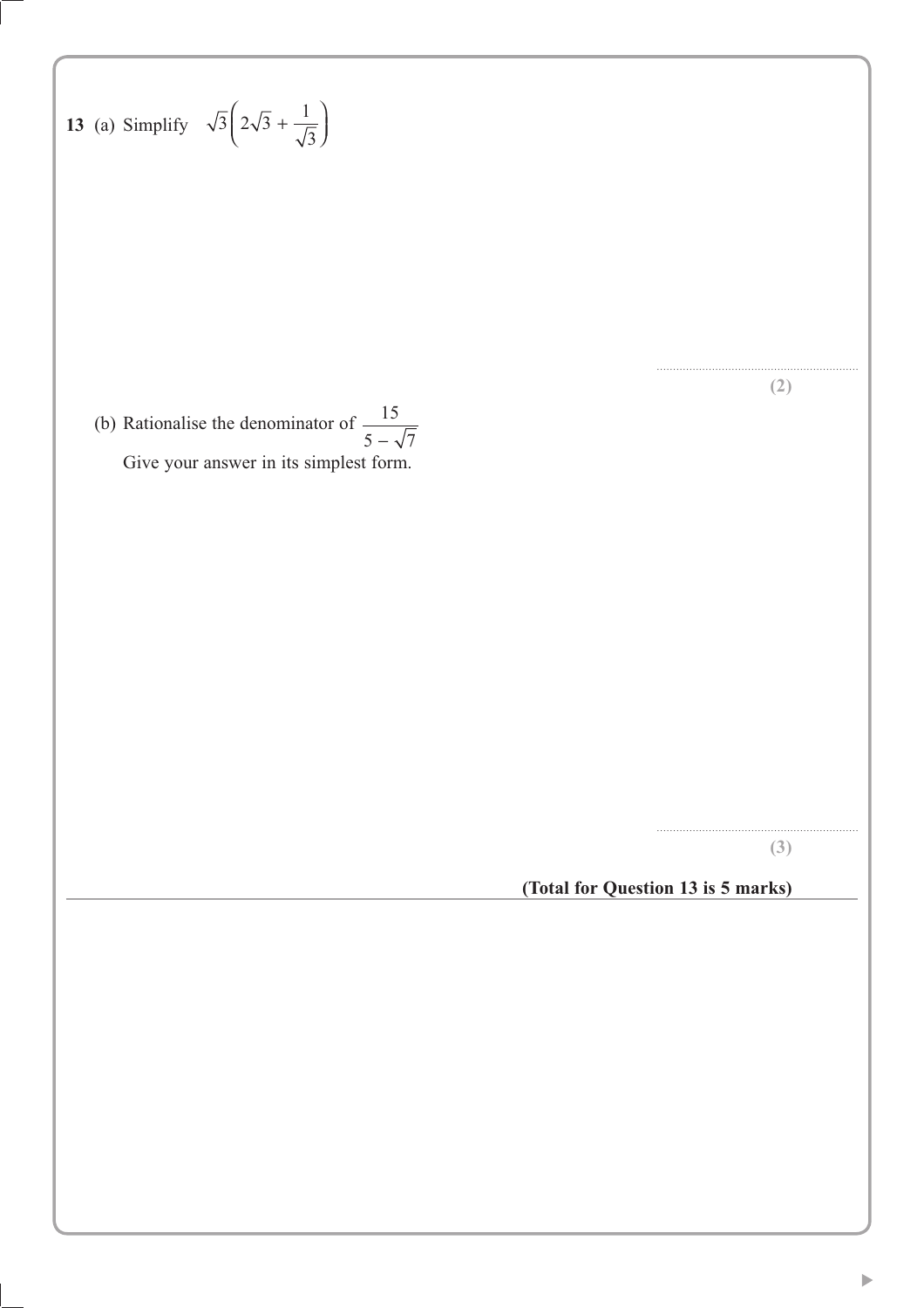**13** (a) Simplify $\sqrt{3}\left(2\sqrt{3} + \frac{1}{\sqrt{3}}\right)$

..............................................................

**(2)**

(b) Rationalise the denominator of $\frac{15}{5 - \sqrt{7}}$

Give your answer in its simplest form.

..............................................................

**(3)**

**(Total for Question 13 is 5 marks)**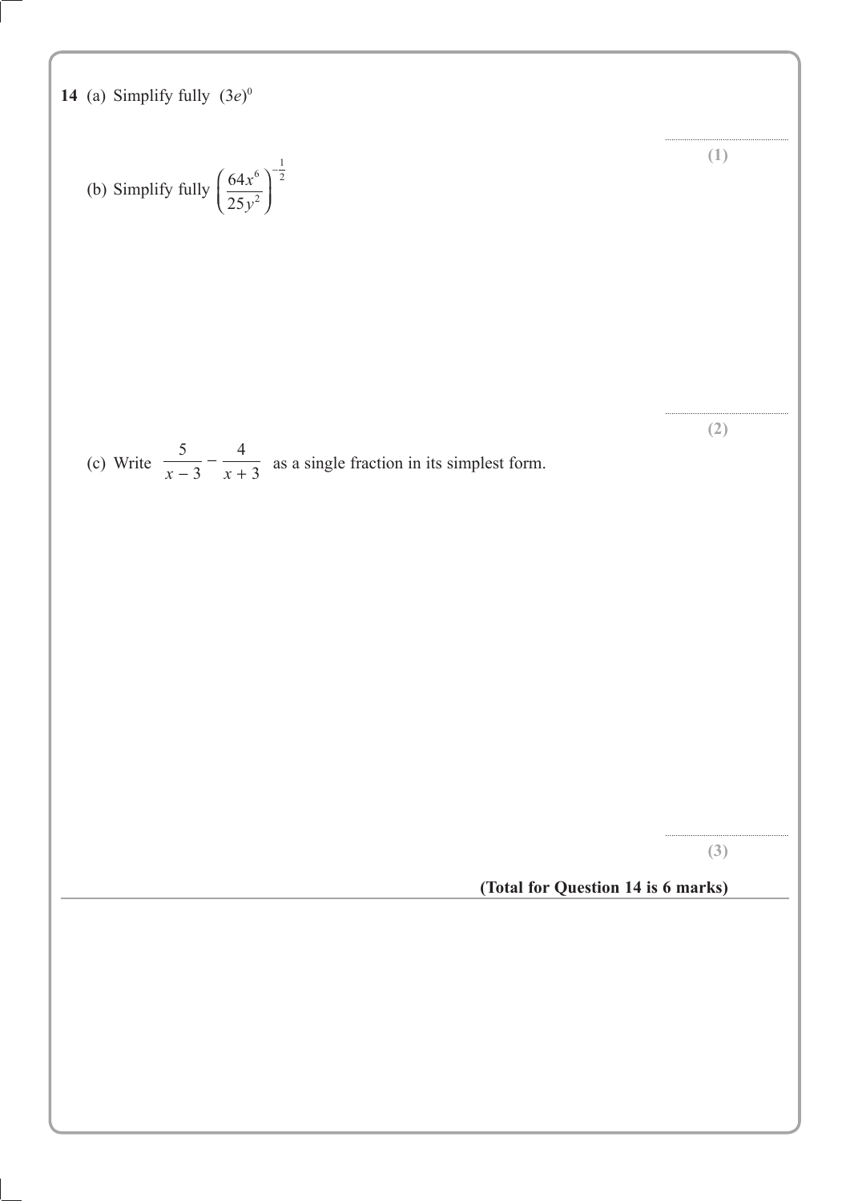**14** (a) Simplify fully $(3e)^0$

..............................

**(1)**

(b) Simplify fully $\left(\dfrac{64x^6}{25y^2}\right)^{-\frac{1}{2}}$

..............................

**(2)**

(c) Write $\dfrac{5}{x-3} - \dfrac{4}{x+3}$ as a single fraction in its simplest form.

..............................

**(3)**

**(Total for Question 14 is 6 marks)**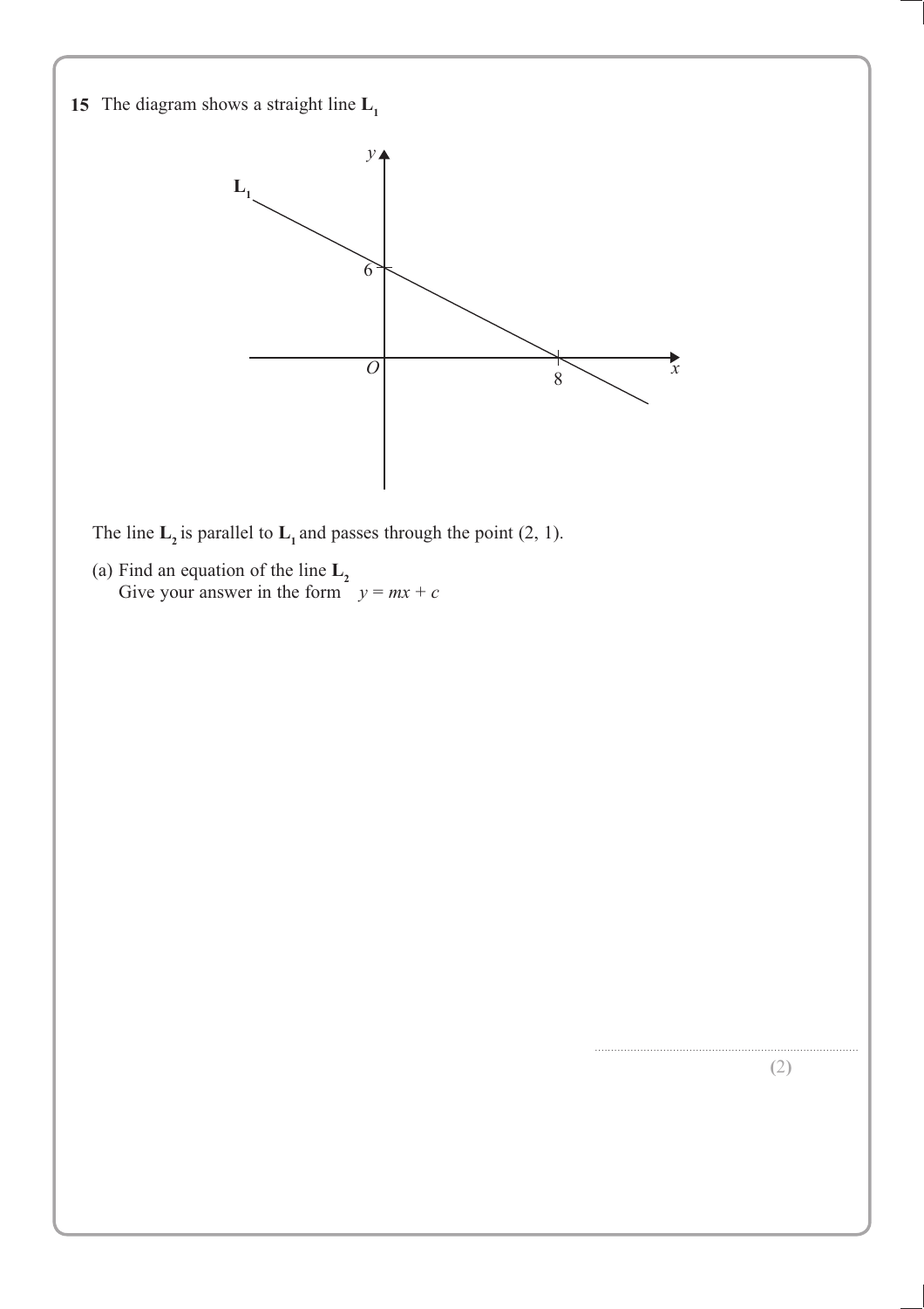**15** The diagram shows a straight line $\mathbf{L_1}$

The line $\mathbf{L_2}$ is parallel to $\mathbf{L_1}$ and passes through the point (2, 1).

(a) Find an equation of the line $\mathbf{L_2}$
Give your answer in the form $y = mx + c$

..............................................................................

**(2)**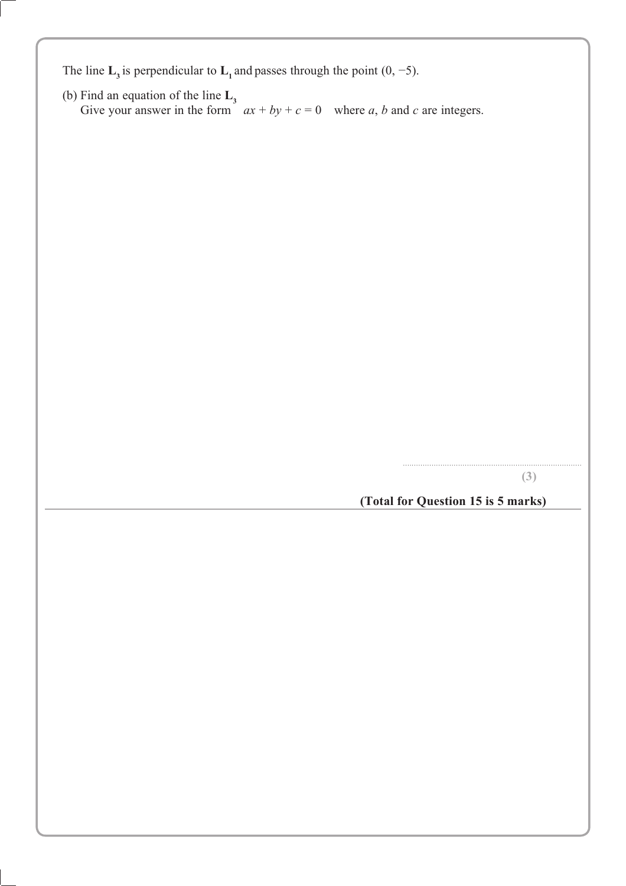The line $\mathbf{L_3}$ is perpendicular to $\mathbf{L_1}$ and passes through the point $(0, -5)$.

(b) Find an equation of the line $\mathbf{L_3}$

Give your answer in the form $ax + by + c = 0$ where $a$, $b$ and $c$ are integers.

..........................................................................

**(3)**

**(Total for Question 15 is 5 marks)**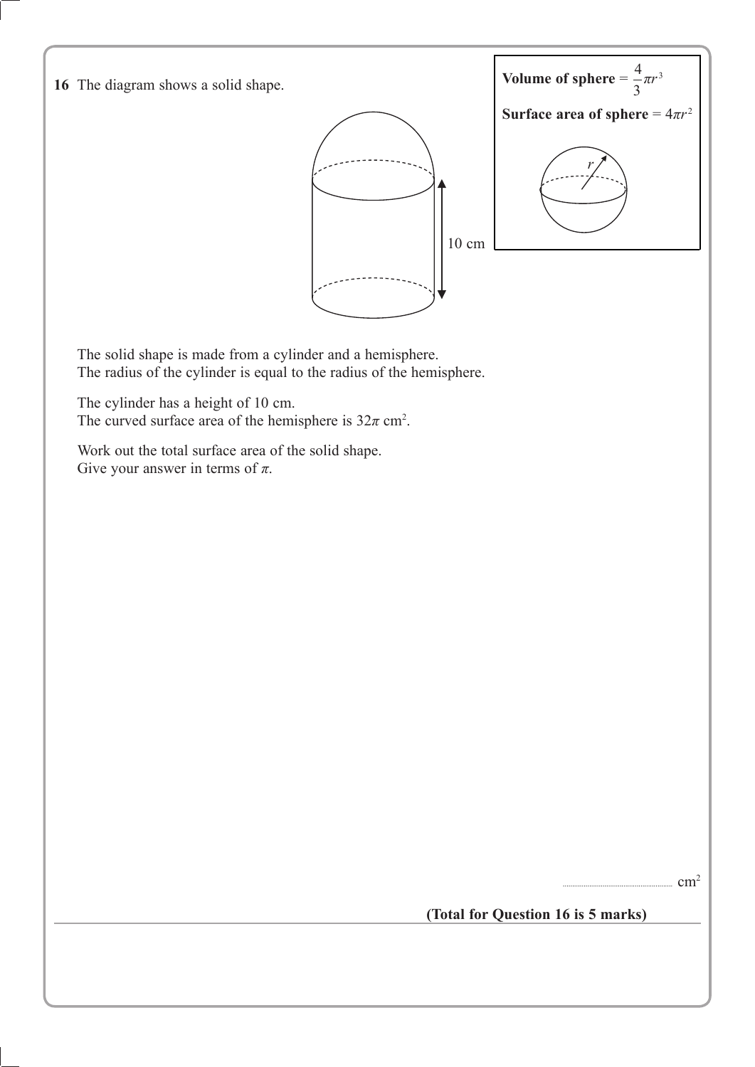**16** The diagram shows a solid shape.

**Volume of sphere** = $\frac{4}{3}\pi r^3$

**Surface area of sphere** = $4\pi r^2$

10 cm

The solid shape is made from a cylinder and a hemisphere.
The radius of the cylinder is equal to the radius of the hemisphere.

The cylinder has a height of 10 cm.
The curved surface area of the hemisphere is $32\pi$ cm$^2$.

Work out the total surface area of the solid shape.
Give your answer in terms of $\pi$.

.......................................... cm$^2$

**(Total for Question 16 is 5 marks)**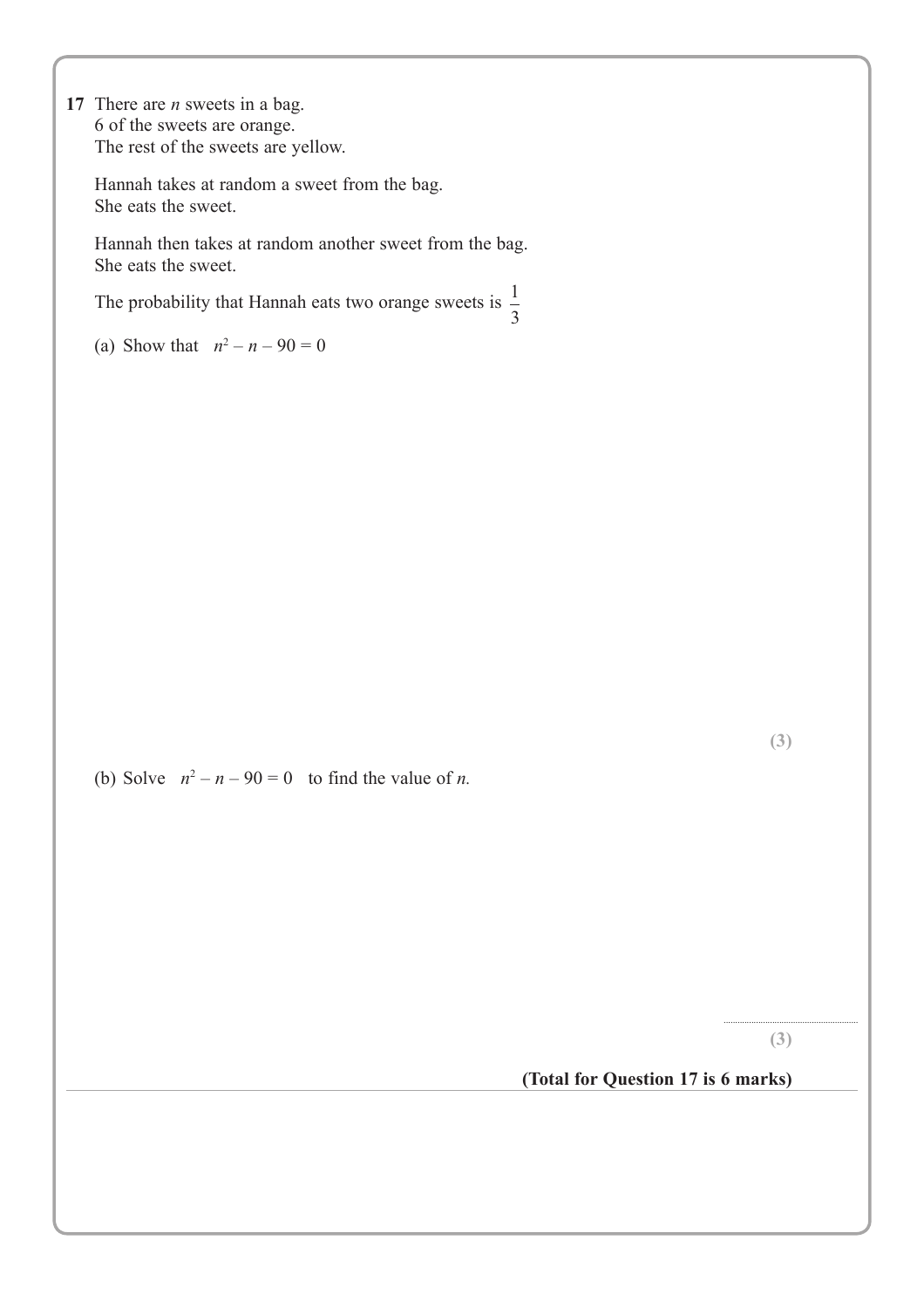**17** There are $n$ sweets in a bag.
6 of the sweets are orange.
The rest of the sweets are yellow.

Hannah takes at random a sweet from the bag.
She eats the sweet.

Hannah then takes at random another sweet from the bag.
She eats the sweet.

The probability that Hannah eats two orange sweets is $\frac{1}{3}$

(a) Show that $n^2 - n - 90 = 0$

**(3)**

(b) Solve $n^2 - n - 90 = 0$ to find the value of $n$.

..........................

**(3)**

**(Total for Question 17 is 6 marks)**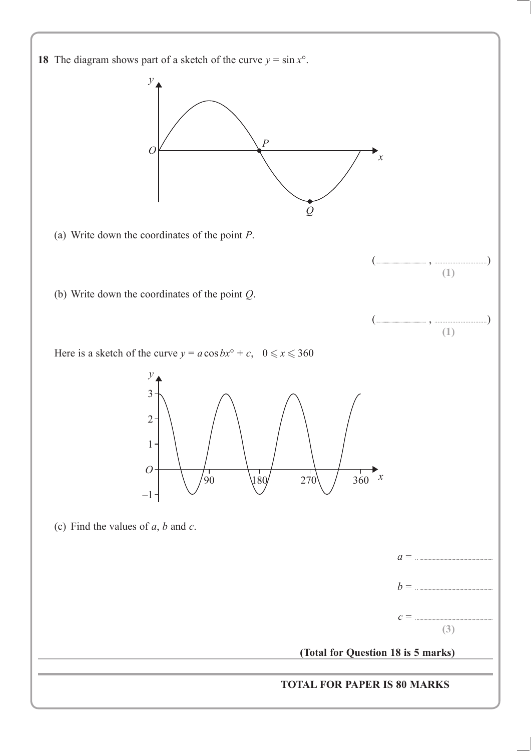**18** The diagram shows part of a sketch of the curve $y = \sin x°$.

y

O

P

x

Q

(a) Write down the coordinates of the point $P$.

(.................... , ....................)

**(1)**

(b) Write down the coordinates of the point $Q$.

(.................... , ....................)

**(1)**

Here is a sketch of the curve $y = a\cos bx° + c$, $\quad 0 \leqslant x \leqslant 360$

y

3

2

1

O

–1

90

180

270

360

x

(c) Find the values of $a$, $b$ and $c$.

$a =$ ....................

$b =$ ....................

$c =$ ....................

**(3)**

**(Total for Question 18 is 5 marks)**

---

**TOTAL FOR PAPER IS 80 MARKS**